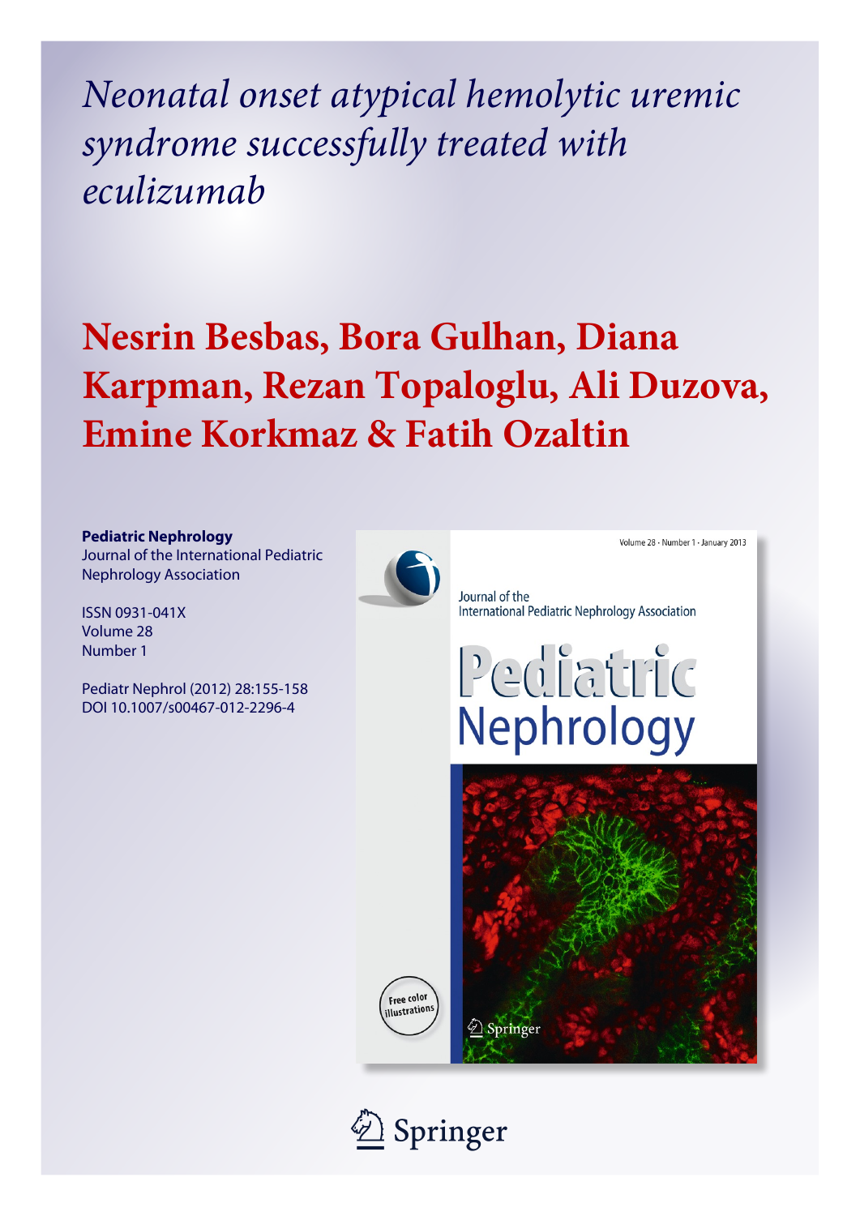*Neonatal onset atypical hemolytic uremic syndrome successfully treated with eculizumab*

# Nesrin Besbas, Bora Gulhan, Diana Karpman, Rezan Topaloglu, Ali Duzova, Emine Korkmaz & Fatih Ozaltin

**Pediatric Nephrology**
Journal of the International Pediatric Nephrology Association

ISSN 0931-041X
Volume 28
Number 1

Pediatr Nephrol (2012) 28:155-158
DOI 10.1007/s00467-012-2296-4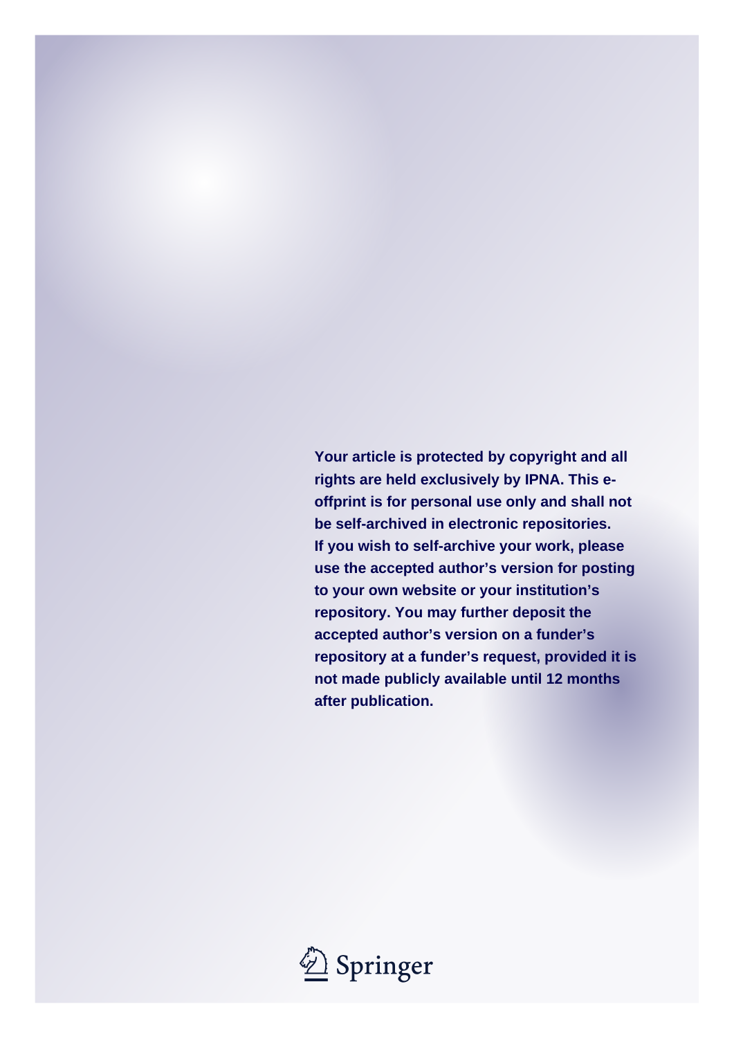**Your article is protected by copyright and all rights are held exclusively by IPNA. This e-offprint is for personal use only and shall not be self-archived in electronic repositories. If you wish to self-archive your work, please use the accepted author's version for posting to your own website or your institution's repository. You may further deposit the accepted author's version on a funder's repository at a funder's request, provided it is not made publicly available until 12 months after publication.**

Springer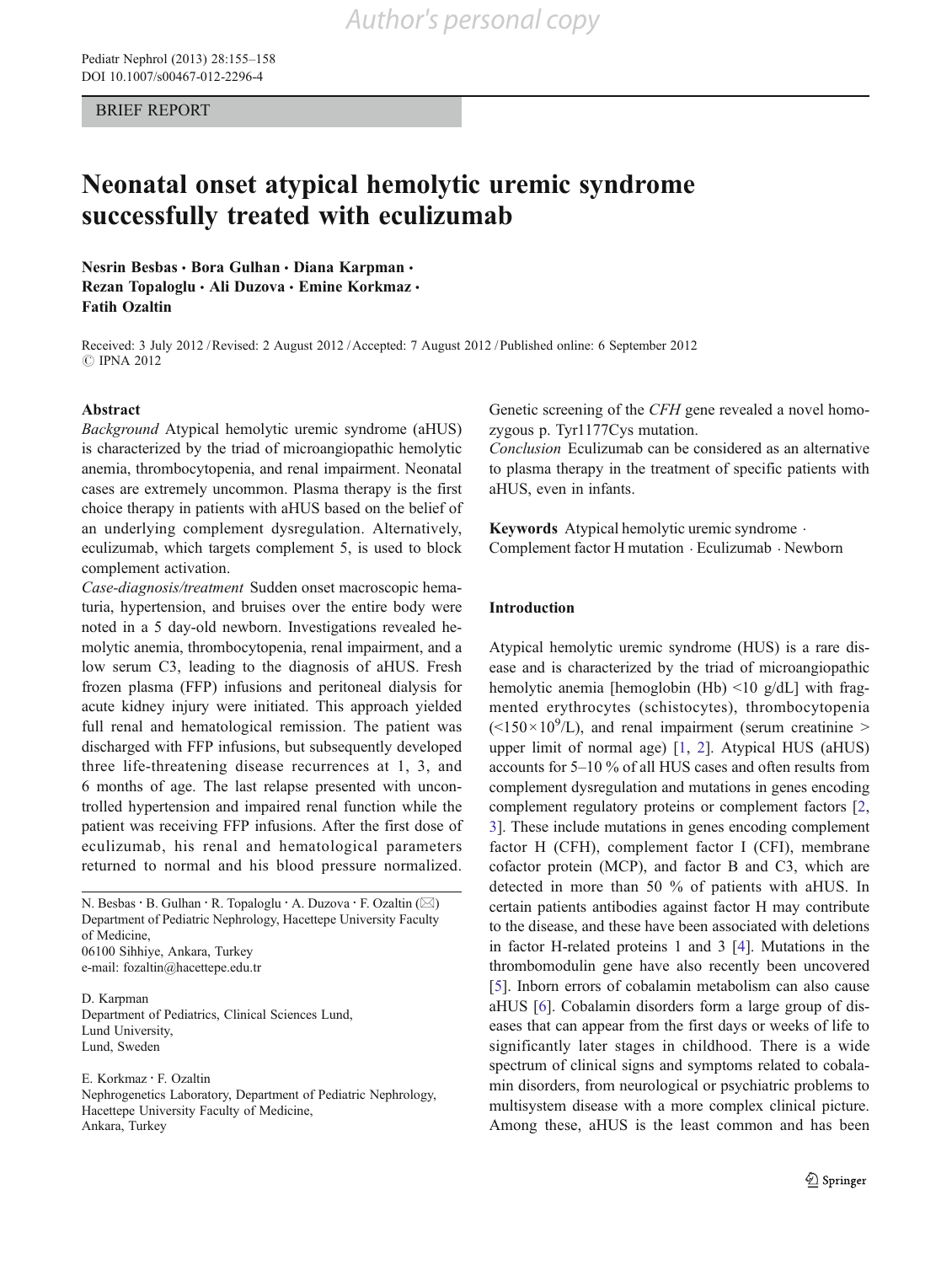BRIEF REPORT

# Neonatal onset atypical hemolytic uremic syndrome successfully treated with eculizumab

**Nesrin Besbas · Bora Gulhan · Diana Karpman · Rezan Topaloglu · Ali Duzova · Emine Korkmaz · Fatih Ozaltin**

Received: 3 July 2012 / Revised: 2 August 2012 / Accepted: 7 August 2012 / Published online: 6 September 2012
© IPNA 2012

## Abstract

*Background* Atypical hemolytic uremic syndrome (aHUS) is characterized by the triad of microangiopathic hemolytic anemia, thrombocytopenia, and renal impairment. Neonatal cases are extremely uncommon. Plasma therapy is the first choice therapy in patients with aHUS based on the belief of an underlying complement dysregulation. Alternatively, eculizumab, which targets complement 5, is used to block complement activation.

*Case-diagnosis/treatment* Sudden onset macroscopic hematuria, hypertension, and bruises over the entire body were noted in a 5 day-old newborn. Investigations revealed hemolytic anemia, thrombocytopenia, renal impairment, and a low serum C3, leading to the diagnosis of aHUS. Fresh frozen plasma (FFP) infusions and peritoneal dialysis for acute kidney injury were initiated. This approach yielded full renal and hematological remission. The patient was discharged with FFP infusions, but subsequently developed three life-threatening disease recurrences at 1, 3, and 6 months of age. The last relapse presented with uncontrolled hypertension and impaired renal function while the patient was receiving FFP infusions. After the first dose of eculizumab, his renal and hematological parameters returned to normal and his blood pressure normalized. Genetic screening of the *CFH* gene revealed a novel homozygous p. Tyr1177Cys mutation.

*Conclusion* Eculizumab can be considered as an alternative to plasma therapy in the treatment of specific patients with aHUS, even in infants.

**Keywords** Atypical hemolytic uremic syndrome · Complement factor H mutation · Eculizumab · Newborn

N. Besbas · B. Gulhan · R. Topaloglu · A. Duzova · F. Ozaltin (✉)
Department of Pediatric Nephrology, Hacettepe University Faculty of Medicine,
06100 Sihhiye, Ankara, Turkey
e-mail: fozaltin@hacettepe.edu.tr

D. Karpman
Department of Pediatrics, Clinical Sciences Lund,
Lund University,
Lund, Sweden

E. Korkmaz · F. Ozaltin
Nephrogenetics Laboratory, Department of Pediatric Nephrology,
Hacettepe University Faculty of Medicine,
Ankara, Turkey

## Introduction

Atypical hemolytic uremic syndrome (HUS) is a rare disease and is characterized by the triad of microangiopathic hemolytic anemia [hemoglobin (Hb) <10 g/dL] with fragmented erythrocytes (schistocytes), thrombocytopenia ($<150\times10^9$/L), and renal impairment (serum creatinine > upper limit of normal age) [1, 2]. Atypical HUS (aHUS) accounts for 5–10 % of all HUS cases and often results from complement dysregulation and mutations in genes encoding complement regulatory proteins or complement factors [2, 3]. These include mutations in genes encoding complement factor H (CFH), complement factor I (CFI), membrane cofactor protein (MCP), and factor B and C3, which are detected in more than 50 % of patients with aHUS. In certain patients antibodies against factor H may contribute to the disease, and these have been associated with deletions in factor H-related proteins 1 and 3 [4]. Mutations in the thrombomodulin gene have also recently been uncovered [5]. Inborn errors of cobalamin metabolism can also cause aHUS [6]. Cobalamin disorders form a large group of diseases that can appear from the first days or weeks of life to significantly later stages in childhood. There is a wide spectrum of clinical signs and symptoms related to cobalamin disorders, from neurological or psychiatric problems to multisystem disease with a more complex clinical picture. Among these, aHUS is the least common and has been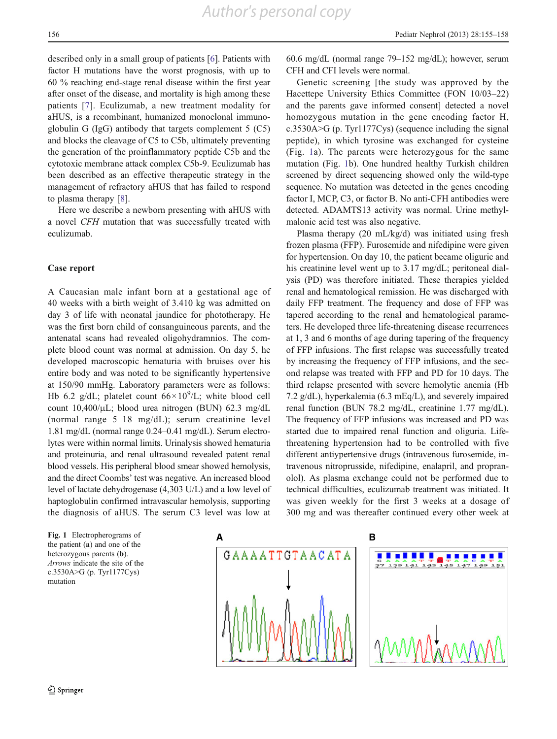described only in a small group of patients [6]. Patients with factor H mutations have the worst prognosis, with up to 60 % reaching end-stage renal disease within the first year after onset of the disease, and mortality is high among these patients [7]. Eculizumab, a new treatment modality for aHUS, is a recombinant, humanized monoclonal immunoglobulin G (IgG) antibody that targets complement 5 (C5) and blocks the cleavage of C5 to C5b, ultimately preventing the generation of the proinflammatory peptide C5b and the cytotoxic membrane attack complex C5b-9. Eculizumab has been described as an effective therapeutic strategy in the management of refractory aHUS that has failed to respond to plasma therapy [8].

Here we describe a newborn presenting with aHUS with a novel *CFH* mutation that was successfully treated with eculizumab.

## Case report

A Caucasian male infant born at a gestational age of 40 weeks with a birth weight of 3.410 kg was admitted on day 3 of life with neonatal jaundice for phototherapy. He was the first born child of consanguineous parents, and the antenatal scans had revealed oligohydramnios. The complete blood count was normal at admission. On day 5, he developed macroscopic hematuria with bruises over his entire body and was noted to be significantly hypertensive at 150/90 mmHg. Laboratory parameters were as follows: Hb 6.2 g/dL; platelet count $66 \times 10^9$/L; white blood cell count 10,400/μL; blood urea nitrogen (BUN) 62.3 mg/dL (normal range 5–18 mg/dL); serum creatinine level 1.81 mg/dL (normal range 0.24–0.41 mg/dL). Serum electrolytes were within normal limits. Urinalysis showed hematuria and proteinuria, and renal ultrasound revealed patent renal blood vessels. His peripheral blood smear showed hemolysis, and the direct Coombs' test was negative. An increased blood level of lactate dehydrogenase (4,303 U/L) and a low level of haptoglobulin confirmed intravascular hemolysis, supporting the diagnosis of aHUS. The serum C3 level was low at 60.6 mg/dL (normal range 79–152 mg/dL); however, serum CFH and CFI levels were normal.

Genetic screening [the study was approved by the Hacettepe University Ethics Committee (FON 10/03–22) and the parents gave informed consent] detected a novel homozygous mutation in the gene encoding factor H, c.3530A>G (p. Tyr1177Cys) (sequence including the signal peptide), in which tyrosine was exchanged for cysteine (Fig. 1a). The parents were heterozygous for the same mutation (Fig. 1b). One hundred healthy Turkish children screened by direct sequencing showed only the wild-type sequence. No mutation was detected in the genes encoding factor I, MCP, C3, or factor B. No anti-CFH antibodies were detected. ADAMTS13 activity was normal. Urine methylmalonic acid test was also negative.

Plasma therapy (20 mL/kg/d) was initiated using fresh frozen plasma (FFP). Furosemide and nifedipine were given for hypertension. On day 10, the patient became oliguric and his creatinine level went up to 3.17 mg/dL; peritoneal dialysis (PD) was therefore initiated. These therapies yielded renal and hematological remission. He was discharged with daily FFP treatment. The frequency and dose of FFP was tapered according to the renal and hematological parameters. He developed three life-threatening disease recurrences at 1, 3 and 6 months of age during tapering of the frequency of FFP infusions. The first relapse was successfully treated by increasing the frequency of FFP infusions, and the second relapse was treated with FFP and PD for 10 days. The third relapse presented with severe hemolytic anemia (Hb 7.2 g/dL), hyperkalemia (6.3 mEq/L), and severely impaired renal function (BUN 78.2 mg/dL, creatinine 1.77 mg/dL). The frequency of FFP infusions was increased and PD was started due to impaired renal function and oliguria. Life-threatening hypertension had to be controlled with five different antiypertensive drugs (intravenous furosemide, intravenous nitroprusside, nifedipine, enalapril, and propranolol). As plasma exchange could not be performed due to technical difficulties, eculizumab treatment was initiated. It was given weekly for the first 3 weeks at a dosage of 300 mg and was thereafter continued every other week at

**Fig. 1** Electropherograms of the patient (**a**) and one of the heterozygous parents (**b**). *Arrows* indicate the site of the c.3530A>G (p. Tyr1177Cys) mutation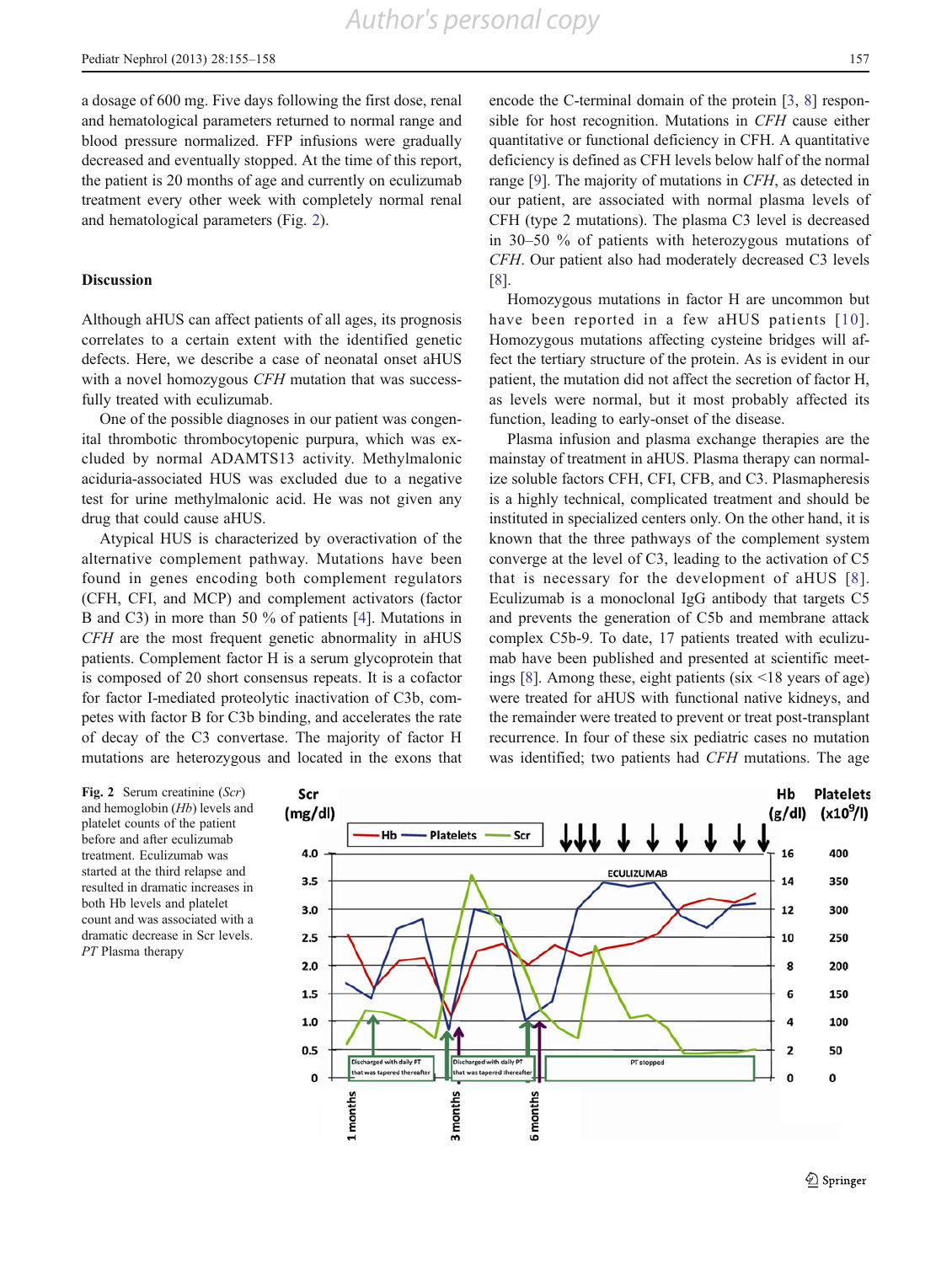a dosage of 600 mg. Five days following the first dose, renal and hematological parameters returned to normal range and blood pressure normalized. FFP infusions were gradually decreased and eventually stopped. At the time of this report, the patient is 20 months of age and currently on eculizumab treatment every other week with completely normal renal and hematological parameters (Fig. 2).

## Discussion

Although aHUS can affect patients of all ages, its prognosis correlates to a certain extent with the identified genetic defects. Here, we describe a case of neonatal onset aHUS with a novel homozygous *CFH* mutation that was successfully treated with eculizumab.

One of the possible diagnoses in our patient was congenital thrombotic thrombocytopenic purpura, which was excluded by normal ADAMTS13 activity. Methylmalonic aciduria-associated HUS was excluded due to a negative test for urine methylmalonic acid. He was not given any drug that could cause aHUS.

Atypical HUS is characterized by overactivation of the alternative complement pathway. Mutations have been found in genes encoding both complement regulators (CFH, CFI, and MCP) and complement activators (factor B and C3) in more than 50 % of patients [4]. Mutations in *CFH* are the most frequent genetic abnormality in aHUS patients. Complement factor H is a serum glycoprotein that is composed of 20 short consensus repeats. It is a cofactor for factor I-mediated proteolytic inactivation of C3b, competes with factor B for C3b binding, and accelerates the rate of decay of the C3 convertase. The majority of factor H mutations are heterozygous and located in the exons that encode the C-terminal domain of the protein [3, 8] responsible for host recognition. Mutations in *CFH* cause either quantitative or functional deficiency in CFH. A quantitative deficiency is defined as CFH levels below half of the normal range [9]. The majority of mutations in *CFH*, as detected in our patient, are associated with normal plasma levels of CFH (type 2 mutations). The plasma C3 level is decreased in 30–50 % of patients with heterozygous mutations of *CFH*. Our patient also had moderately decreased C3 levels [8].

Homozygous mutations in factor H are uncommon but have been reported in a few aHUS patients [10]. Homozygous mutations affecting cysteine bridges will affect the tertiary structure of the protein. As is evident in our patient, the mutation did not affect the secretion of factor H, as levels were normal, but it most probably affected its function, leading to early-onset of the disease.

Plasma infusion and plasma exchange therapies are the mainstay of treatment in aHUS. Plasma therapy can normalize soluble factors CFH, CFI, CFB, and C3. Plasmapheresis is a highly technical, complicated treatment and should be instituted in specialized centers only. On the other hand, it is known that the three pathways of the complement system converge at the level of C3, leading to the activation of C5 that is necessary for the development of aHUS [8]. Eculizumab is a monoclonal IgG antibody that targets C5 and prevents the generation of C5b and membrane attack complex C5b-9. To date, 17 patients treated with eculizumab have been published and presented at scientific meetings [8]. Among these, eight patients (six <18 years of age) were treated for aHUS with functional native kidneys, and the remainder were treated to prevent or treat post-transplant recurrence. In four of these six pediatric cases no mutation was identified; two patients had *CFH* mutations. The age

**Fig. 2** Serum creatinine (*Scr*) and hemoglobin (*Hb*) levels and platelet counts of the patient before and after eculizumab treatment. Eculizumab was started at the third relapse and resulted in dramatic increases in both Hb levels and platelet count and was associated with a dramatic decrease in Scr levels. *PT* Plasma therapy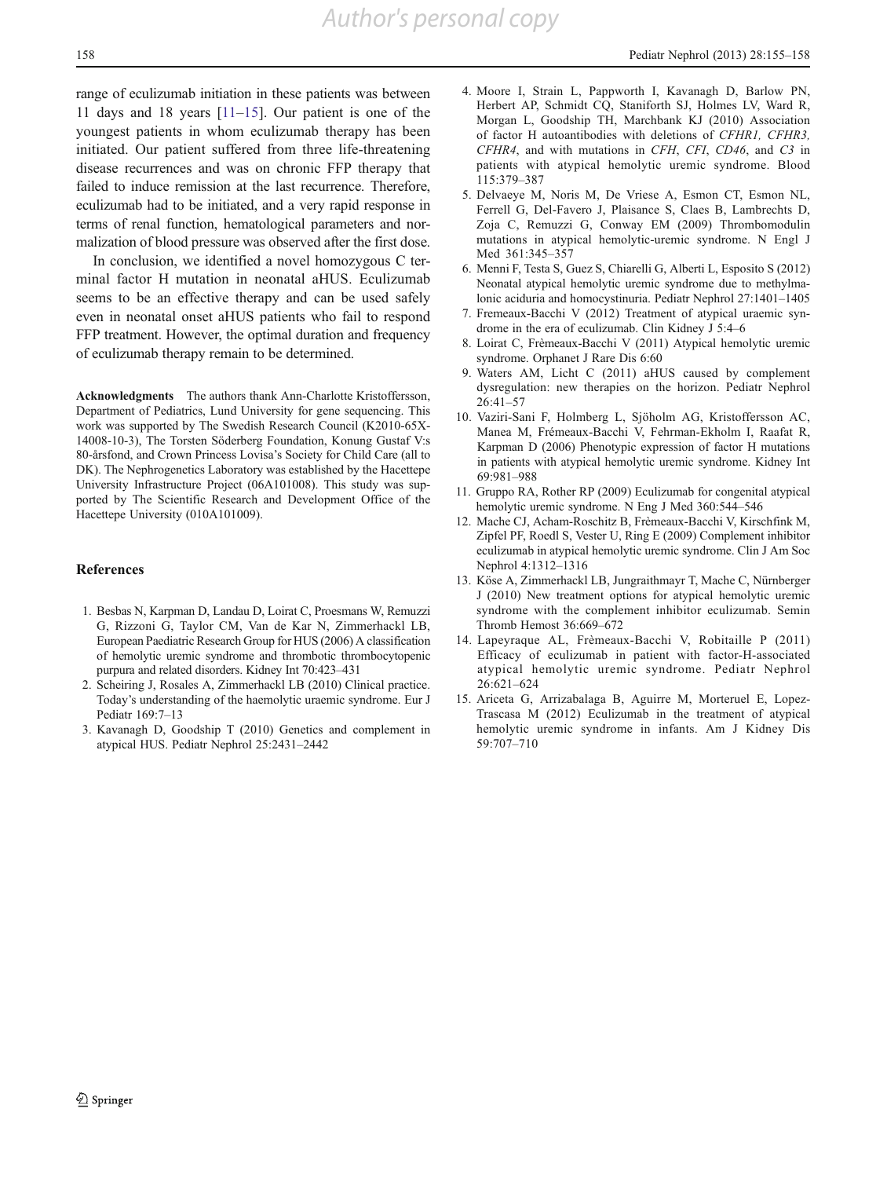range of eculizumab initiation in these patients was between 11 days and 18 years [11–15]. Our patient is one of the youngest patients in whom eculizumab therapy has been initiated. Our patient suffered from three life-threatening disease recurrences and was on chronic FFP therapy that failed to induce remission at the last recurrence. Therefore, eculizumab had to be initiated, and a very rapid response in terms of renal function, hematological parameters and normalization of blood pressure was observed after the first dose.

In conclusion, we identified a novel homozygous C terminal factor H mutation in neonatal aHUS. Eculizumab seems to be an effective therapy and can be used safely even in neonatal onset aHUS patients who fail to respond FFP treatment. However, the optimal duration and frequency of eculizumab therapy remain to be determined.

**Acknowledgments** The authors thank Ann-Charlotte Kristoffersson, Department of Pediatrics, Lund University for gene sequencing. This work was supported by The Swedish Research Council (K2010-65X-14008-10-3), The Torsten Söderberg Foundation, Konung Gustaf V:s 80-årsfond, and Crown Princess Lovisa's Society for Child Care (all to DK). The Nephrogenetics Laboratory was established by the Hacettepe University Infrastructure Project (06A101008). This study was supported by The Scientific Research and Development Office of the Hacettepe University (010A101009).

## References

1. Besbas N, Karpman D, Landau D, Loirat C, Proesmans W, Remuzzi G, Rizzoni G, Taylor CM, Van de Kar N, Zimmerhackl LB, European Paediatric Research Group for HUS (2006) A classification of hemolytic uremic syndrome and thrombotic thrombocytopenic purpura and related disorders. Kidney Int 70:423–431
2. Scheiring J, Rosales A, Zimmerhackl LB (2010) Clinical practice. Today's understanding of the haemolytic uraemic syndrome. Eur J Pediatr 169:7–13
3. Kavanagh D, Goodship T (2010) Genetics and complement in atypical HUS. Pediatr Nephrol 25:2431–2442
4. Moore I, Strain L, Pappworth I, Kavanagh D, Barlow PN, Herbert AP, Schmidt CQ, Staniforth SJ, Holmes LV, Ward R, Morgan L, Goodship TH, Marchbank KJ (2010) Association of factor H autoantibodies with deletions of *CFHR1, CFHR3, CFHR4*, and with mutations in *CFH*, *CFI*, *CD46*, and *C3* in patients with atypical hemolytic uremic syndrome. Blood 115:379–387
5. Delvaeye M, Noris M, De Vriese A, Esmon CT, Esmon NL, Ferrell G, Del-Favero J, Plaisance S, Claes B, Lambrechts D, Zoja C, Remuzzi G, Conway EM (2009) Thrombomodulin mutations in atypical hemolytic-uremic syndrome. N Engl J Med 361:345–357
6. Menni F, Testa S, Guez S, Chiarelli G, Alberti L, Esposito S (2012) Neonatal atypical hemolytic uremic syndrome due to methylmalonic aciduria and homocystinuria. Pediatr Nephrol 27:1401–1405
7. Fremeaux-Bacchi V (2012) Treatment of atypical uraemic syndrome in the era of eculizumab. Clin Kidney J 5:4–6
8. Loirat C, Frèmeaux-Bacchi V (2011) Atypical hemolytic uremic syndrome. Orphanet J Rare Dis 6:60
9. Waters AM, Licht C (2011) aHUS caused by complement dysregulation: new therapies on the horizon. Pediatr Nephrol 26:41–57
10. Vaziri-Sani F, Holmberg L, Sjöholm AG, Kristoffersson AC, Manea M, Frémeaux-Bacchi V, Fehrman-Ekholm I, Raafat R, Karpman D (2006) Phenotypic expression of factor H mutations in patients with atypical hemolytic uremic syndrome. Kidney Int 69:981–988
11. Gruppo RA, Rother RP (2009) Eculizumab for congenital atypical hemolytic uremic syndrome. N Eng J Med 360:544–546
12. Mache CJ, Acham-Roschitz B, Frèmeaux-Bacchi V, Kirschfink M, Zipfel PF, Roedl S, Vester U, Ring E (2009) Complement inhibitor eculizumab in atypical hemolytic uremic syndrome. Clin J Am Soc Nephrol 4:1312–1316
13. Köse A, Zimmerhackl LB, Jungraithmayr T, Mache C, Nürnberger J (2010) New treatment options for atypical hemolytic uremic syndrome with the complement inhibitor eculizumab. Semin Thromb Hemost 36:669–672
14. Lapeyraque AL, Frèmeaux-Bacchi V, Robitaille P (2011) Efficacy of eculizumab in patient with factor-H-associated atypical hemolytic uremic syndrome. Pediatr Nephrol 26:621–624
15. Ariceta G, Arrizabalaga B, Aguirre M, Morteruel E, Lopez-Trascasa M (2012) Eculizumab in the treatment of atypical hemolytic uremic syndrome in infants. Am J Kidney Dis 59:707–710